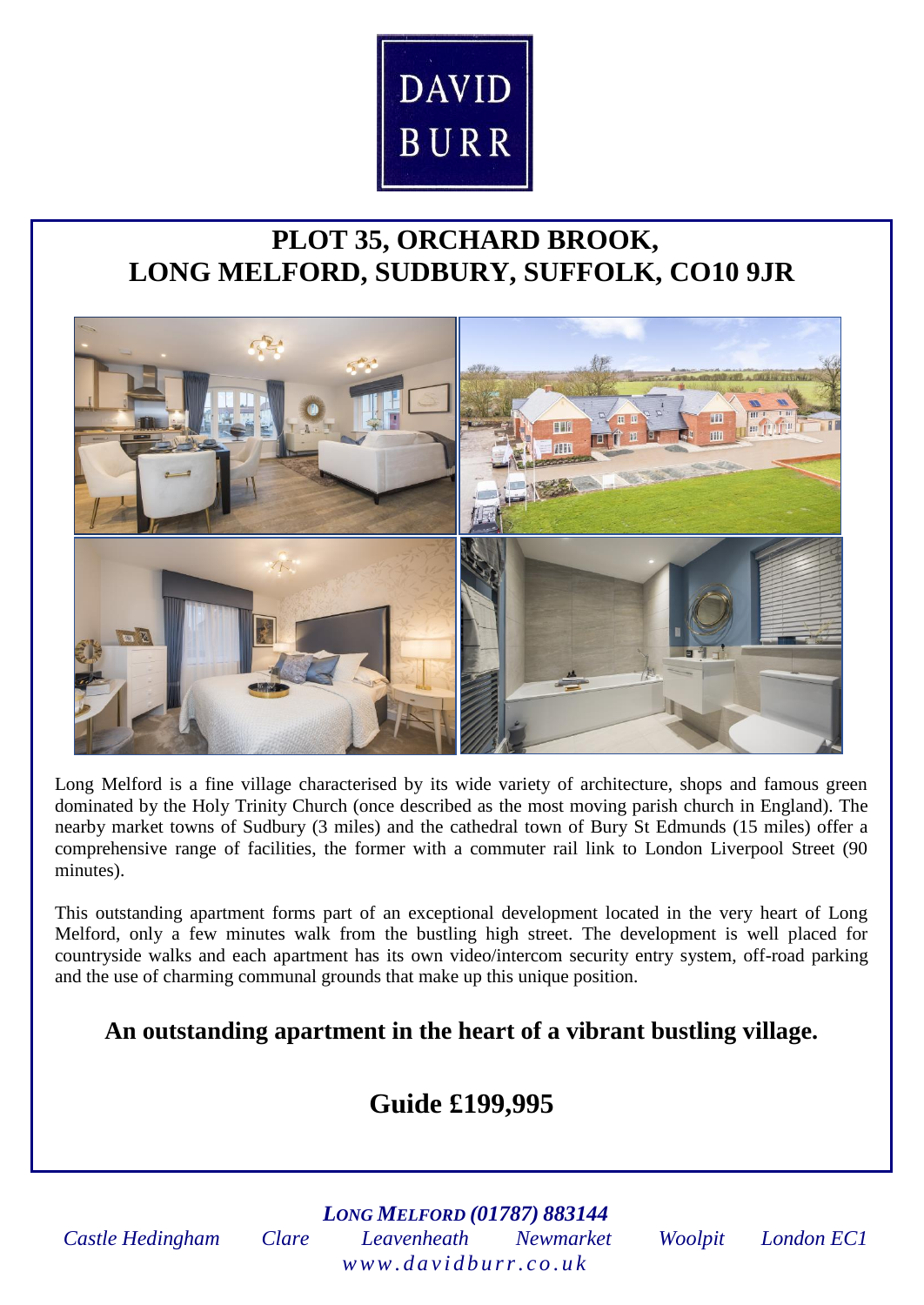DAVID BURR

# PLOT 35, ORCHARD BROOK, LONG MELFORD, SUDBURY, SUFFOLK, CO10 9JR

Long Melford is a fine village characterised by its wide variety of architecture, shops and famous green dominated by the Holy Trinity Church (once described as the most moving parish church in England). The nearby market towns of Sudbury (3 miles) and the cathedral town of Bury St Edmunds (15 miles) offer a comprehensive range of facilities, the former with a commuter rail link to London Liverpool Street (90 minutes).

This outstanding apartment forms part of an exceptional development located in the very heart of Long Melford, only a few minutes walk from the bustling high street. The development is well placed for countryside walks and each apartment has its own video/intercom security entry system, off-road parking and the use of charming communal grounds that make up this unique position.

## An outstanding apartment in the heart of a vibrant bustling village.

## Guide £199,995

*LONG MELFORD (01787) 883144*

*Castle Hedingham Clare Leavenheath Newmarket Woolpit London EC1*

*www.davidburr.co.uk*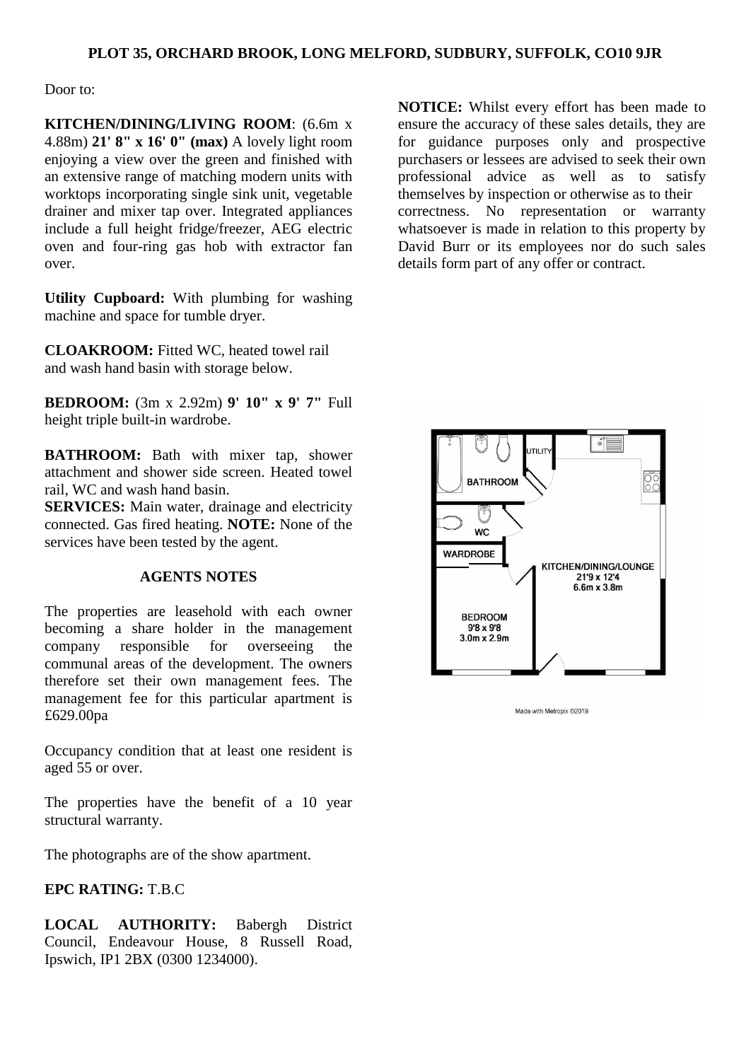**PLOT 35, ORCHARD BROOK, LONG MELFORD, SUDBURY, SUFFOLK, CO10 9JR**

Door to:

**KITCHEN/DINING/LIVING ROOM**: (6.6m x 4.88m) **21' 8" x 16' 0" (max)** A lovely light room enjoying a view over the green and finished with an extensive range of matching modern units with worktops incorporating single sink unit, vegetable drainer and mixer tap over. Integrated appliances include a full height fridge/freezer, AEG electric oven and four-ring gas hob with extractor fan over.

**Utility Cupboard:** With plumbing for washing machine and space for tumble dryer.

**CLOAKROOM:** Fitted WC, heated towel rail and wash hand basin with storage below.

**BEDROOM:** (3m x 2.92m) **9' 10" x 9' 7"** Full height triple built-in wardrobe.

**BATHROOM:** Bath with mixer tap, shower attachment and shower side screen. Heated towel rail, WC and wash hand basin.

**SERVICES:** Main water, drainage and electricity connected. Gas fired heating. **NOTE:** None of the services have been tested by the agent.

**AGENTS NOTES**

The properties are leasehold with each owner becoming a share holder in the management company responsible for overseeing the communal areas of the development. The owners therefore set their own management fees. The management fee for this particular apartment is £629.00pa

Occupancy condition that at least one resident is aged 55 or over.

The properties have the benefit of a 10 year structural warranty.

The photographs are of the show apartment.

**EPC RATING:** T.B.C

**LOCAL AUTHORITY:** Babergh District Council, Endeavour House, 8 Russell Road, Ipswich, IP1 2BX (0300 1234000).

**NOTICE:** Whilst every effort has been made to ensure the accuracy of these sales details, they are for guidance purposes only and prospective purchasers or lessees are advised to seek their own professional advice as well as to satisfy themselves by inspection or otherwise as to their correctness. No representation or warranty whatsoever is made in relation to this property by David Burr or its employees nor do such sales details form part of any offer or contract.

BATHROOM

UTILITY

WC

WARDROBE

KITCHEN/DINING/LOUNGE
21'9 x 12'4
6.6m x 3.8m

BEDROOM
9'8 x 9'8
3.0m x 2.9m

Made with Metropix ©2019